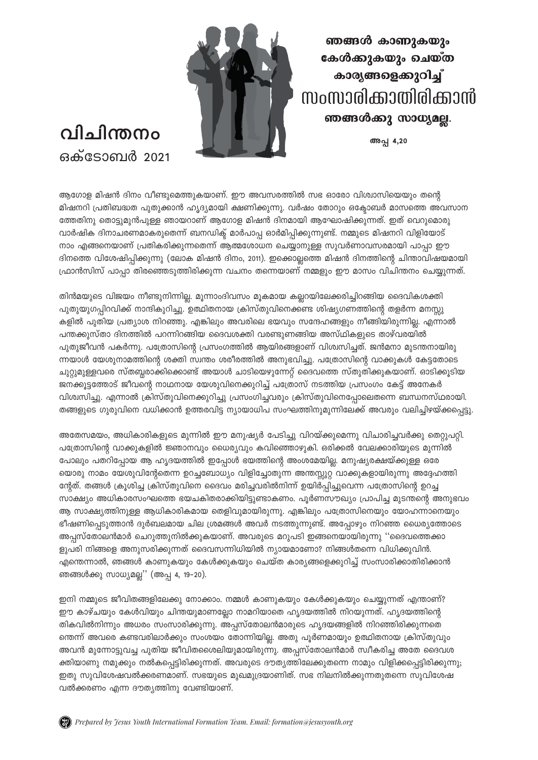# വിചിന്തനം

ഒക്ടോബർ 2021

**ഞങ്ങൾ കാണുകയും കേൾക്കുകയും ചെയ്ത കാര്യങ്ങളെക്കുറിച്ച് സംസാരിക്കാതിരിക്കാൻ ഞങ്ങൾക്കു സാധ്യമല്ല.**

അപ്പ 4,20

ആഗോള മിഷൻ ദിനം വീണ്ടുമെത്തുകയാണ്. ഈ അവസരത്തിൽ സഭ ഓരോ വിശ്വാസിയെയും തന്റെ മിഷനറി പ്രതിബദ്ധത പുതുക്കാൻ ഹൃദ്യമായി ക്ഷണിക്കുന്നു. വർഷം തോറും ഒക്ടോബർ മാസത്തെ അവസാന ത്തേതിനു തൊട്ടുമുൻപുള്ള ഞായറാണ് ആഗോള മിഷൻ ദിനമായി ആഘോഷിക്കുന്നത്. ഇത് വെറുമൊരു വാർഷിക ദിനാചരണമാകരുതെന്ന് ബനഡിക്ട് മാർപാപ്പ ഓർമിപ്പിക്കുന്നുണ്ട്. നമ്മുടെ മിഷനറി വിളിയോട് നാം എങ്ങനെയാണ് പ്രതികരിക്കുന്നതെന്ന് ആത്മശോധന ചെയ്യാനുള്ള സുവർണാവസരമായി പാപ്പാ ഈ ദിനത്തെ വിശേഷിപ്പിക്കുന്നു (ലോക മിഷൻ ദിനം, 2011). ഇക്കൊല്ലത്തെ മിഷൻ ദിനത്തിന്റെ ചിന്താവിഷയമായി ഫ്രാൻസിസ് പാപ്പാ തിരഞ്ഞെടുത്തിരിക്കുന്ന വചനം തന്നെയാണ് നമ്മളും ഈ മാസം വിചിന്തനം ചെയ്യുന്നത്.

തിൻമയുടെ വിജയം നീണ്ടുനിന്നില്ല. മൂന്നാംദിവസം മൂകമായ കല്ലറയിലേക്കരിച്ചിറങ്ങിയ ദൈവികശക്തി പുതുയുഗപ്പിറവിക്ക് നാന്ദികുറിച്ചു. ഉത്ഥിതനായ ക്രിസ്തുവിനെക്കണ്ട ശിഷ്യഗണത്തിന്റെ തളർന്ന മനസ്സു കളിൽ പുതിയ പ്രത്യാശ നിറഞ്ഞു. എങ്കിലും അവരിലെ ഭയവും സന്ദേഹങ്ങളും നീങ്ങിയിരുന്നില്ല. എന്നാൽ പന്തക്കുസ്താ ദിനത്തിൽ പറന്നിറങ്ങിയ ദൈവശക്തി വരണ്ടുണങ്ങിയ അസ്ഥികളുടെ താഴ്‌വരയിൽ പുതുജീവൻ പകർന്നു. പത്രോസിന്റെ പ്രസംഗത്തിൽ ആയിരങ്ങളാണ് വിശ്വസിച്ചത്. ജൻമനാ മുടന്തനായിരു ന്നയാൾ യേശുനാമത്തിന്റെ ശക്തി സ്വന്തം ശരീരത്തിൽ അനുഭവിച്ചു. പത്രോസിന്റെ വാക്കുകൾ കേട്ടതോടെ ചുറ്റുമുള്ളവരെ സ്തബ്ധരാക്കിക്കൊണ്ട് അയാൾ ചാടിയെഴുന്നേറ്റ് ദൈവത്തെ സ്തുതിക്കുകയാണ്. ഓടിക്കൂടിയ ജനക്കൂട്ടത്തോട് ജീവന്റെ നാഥനായ യേശുവിനെക്കുറിച്ച് പത്രോസ് നടത്തിയ പ്രസംഗം കേട്ട് അനേകർ വിശ്വസിച്ചു. എന്നാൽ ക്രിസ്തുവിനെക്കുറിച്ചു പ്രസംഗിച്ചവരും ക്രിസ്തുവിനെപ്പോലെതന്നെ ബന്ധനസ്ഥരായി. തങ്ങളുടെ ഗുരുവിനെ വധിക്കാൻ ഉത്തരവിട്ട ന്യായാധിപ സംഘത്തിനുമുന്നിലേക്ക് അവരും വലിച്ചിഴയ്ക്കപ്പെട്ടു.

അതേസമയം, അധികാരികളുടെ മുന്നിൽ ഈ മനുഷ്യർ പേടിച്ചു വിറയ്ക്കുമെന്നു വിചാരിച്ചവർക്കു തെറ്റുപറ്റി. പത്രോസിന്റെ വാക്കുകളിൽ ജ്ഞാനവും ധൈര്യവും കവിഞ്ഞൊഴുകി. ഒരിക്കൽ വേലക്കാരിയുടെ മുന്നിൽ പോലും പതറിപ്പോയ ആ ഹൃദയത്തിൽ ഇപ്പോൾ ഭയത്തിന്റെ അംശമേയില്ല. മനുഷ്യരക്ഷയ്ക്കുള്ള ഒരേ യൊരു നാമം യേശുവിന്റേതെന്ന ഉറച്ചബോധ്യം വിളിച്ചോതുന്ന അന്തസ്സുറ്റ വാക്കുകളായിരുന്നു അദ്ദേഹത്തി ന്റേത്. തങ്ങൾ ക്രൂശിച്ച ക്രിസ്തുവിനെ ദൈവം മരിച്ചവരിൽനിന്ന് ഉയിർപ്പിച്ചുവെന്ന പത്രോസിന്റെ ഉറച്ച സാക്ഷ്യം അധികാരസംഘത്തെ ഭയചകിതരാക്കിയിട്ടുണ്ടാകണം. പൂർണസൗഖ്യം പ്രാപിച്ച മുടന്തന്റെ അനുഭവം ആ സാക്ഷ്യത്തിനുള്ള ആധികാരികമായ തെളിവുമായിരുന്നു. എങ്കിലും പത്രോസിനെയും യോഹന്നാനെയും ഭീഷണിപ്പെടുത്താൻ ദുർബലമായ ചില ശ്രമങ്ങൾ അവർ നടത്തുന്നുണ്ട്. അപ്പോഴും നിറഞ്ഞ ധൈര്യത്തോടെ അപ്പസ്തോലൻമാർ ചെറുത്തുനിൽക്കുകയാണ്. അവരുടെ മറുപടി ഇങ്ങനെയായിരുന്നു ''ദൈവത്തെക്കാ ളുപരി നിങ്ങളെ അനുസരിക്കുന്നത് ദൈവസന്നിധിയിൽ ന്യായമാണോ? നിങ്ങൾതന്നെ വിധിക്കുവിൻ. എന്തെന്നാൽ, ഞങ്ങൾ കാണുകയും കേൾക്കുകയും ചെയ്ത കാര്യങ്ങളെക്കുറിച്ച് സംസാരിക്കാതിരിക്കാൻ ഞങ്ങൾക്കു സാധ്യമല്ല'' (അപ്പ 4, 19-20).

ഇനി നമ്മുടെ ജീവിതങ്ങളിലേക്കു നോക്കാം. നമ്മൾ കാണുകയും കേൾക്കുകയും ചെയ്യുന്നത് എന്താണ്? ഈ കാഴ്ചയും കേൾവിയും ചിന്തയുമാണല്ലോ നാമറിയാതെ ഹൃദയത്തിൽ നിറയുന്നത്. ഹൃദയത്തിന്റെ തികവിൽനിന്നും അധരം സംസാരിക്കുന്നു. അപ്പസ്തോലൻമാരുടെ ഹൃദയങ്ങളിൽ നിറഞ്ഞിരിക്കുന്നതെ ന്തെന്ന് അവരെ കണ്ടവരിലാർക്കും സംശയം തോന്നിയില്ല. അതു പൂർണമായും ഉത്ഥിതനായ ക്രിസ്തുവും അവൻ മുന്നോട്ടുവച്ച പുതിയ ജീവിതശൈലിയുമായിരുന്നു. അപ്പസ്തോലൻമാർ സ്വീകരിച്ച അതേ ദൈവശ ക്തിയാണു നമുക്കും നൽകപ്പെട്ടിരിക്കുന്നത്. അവരുടെ ദൗത്യത്തിലേക്കുതന്നെ നാമും വിളിക്കപ്പെട്ടിരിക്കുന്നു; ഇതു സുവിശേഷവൽക്കരണമാണ്. സഭയുടെ മുഖമുദ്രയാണിത്. സഭ നിലനിൽക്കുന്നതുതന്നെ സുവിശേഷ വൽക്കരണം എന്ന ദൗത്യത്തിനു വേണ്ടിയാണ്.

*Prepared by Jesus Youth International Formation Team. Email: formation@jesusyouth.org*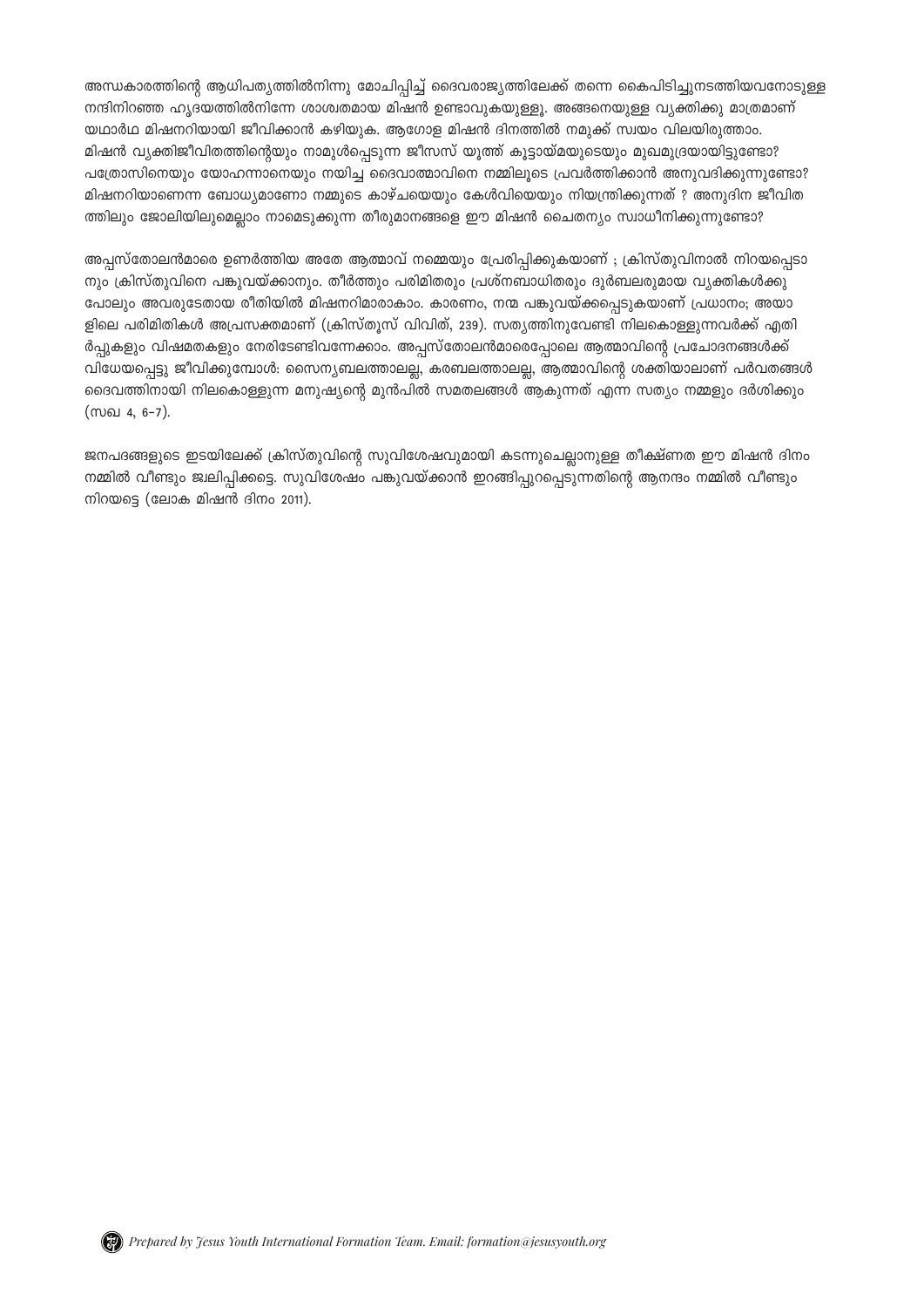അന്ധകാരത്തിന്റെ ആധിപത്യത്തിൽനിന്നു മോചിപ്പിച്ച് ദൈവരാജ്യത്തിലേക്ക് തന്നെ കൈപിടിച്ചുനടത്തിയവനോടുള്ള നന്ദിനിറഞ്ഞ ഹൃദയത്തിൽനിന്നേ ശാശ്വതമായ മിഷൻ ഉണ്ടാവുകയുള്ളൂ. അങ്ങനെയുള്ള വ്യക്തിക്കു മാത്രമാണ് യഥാർഥ മിഷനറിയായി ജീവിക്കാൻ കഴിയുക. ആഗോള മിഷൻ ദിനത്തിൽ നമുക്ക് സ്വയം വിലയിരുത്താം. മിഷൻ വ്യക്തിജീവിതത്തിന്റെയും നാമുൾപ്പെടുന്ന ജീസസ് യൂത്ത് കൂട്ടായ്മയുടെയും മുഖമുദ്രയായിട്ടുണ്ടോ? പത്രോസിനെയും യോഹന്നാനെയും നയിച്ച ദൈവാത്മാവിനെ നമ്മിലൂടെ പ്രവർത്തിക്കാൻ അനുവദിക്കുന്നുണ്ടോ? മിഷനറിയാണെന്ന ബോധ്യമാണോ നമ്മുടെ കാഴ്ചയെയും കേൾവിയെയും നിയന്ത്രിക്കുന്നത് ? അനുദിന ജീവിതത്തിലും ജോലിയിലുമെല്ലാം നാമെടുക്കുന്ന തീരുമാനങ്ങളെ ഈ മിഷൻ ചൈതന്യം സ്വാധീനിക്കുന്നുണ്ടോ?

അപ്പസ്തോലൻമാരെ ഉണർത്തിയ അതേ ആത്മാവ് നമ്മെയും പ്രേരിപ്പിക്കുകയാണ് ; ക്രിസ്തുവിനാൽ നിറയപ്പെടാനും ക്രിസ്തുവിനെ പങ്കുവയ്ക്കാനും. തീർത്തും പരിമിതരും പ്രശ്നബാധിതരും ദുർബലരുമായ വ്യക്തികൾക്കു പോലും അവരുടേതായ രീതിയിൽ മിഷനറിമാരാകാം. കാരണം, നന്മ പങ്കുവയ്ക്കപ്പെടുകയാണ് പ്രധാനം; അയാളിലെ പരിമിതികൾ അപ്രസക്തമാണ് (ക്രിസ്തൂസ് വിവിത്, 239). സത്യത്തിനുവേണ്ടി നിലകൊള്ളുന്നവർക്ക് എതിർപ്പുകളും വിഷമതകളും നേരിടേണ്ടിവന്നേക്കാം. അപ്പസ്തോലൻമാരെപ്പോലെ ആത്മാവിന്റെ പ്രചോദനങ്ങൾക്ക് വിധേയപ്പെട്ടു ജീവിക്കുമ്പോൾ: സൈന്യബലത്താലല്ല, കരബലത്താലല്ല, ആത്മാവിന്റെ ശക്തിയാലാണ് പർവതങ്ങൾ ദൈവത്തിനായി നിലകൊള്ളുന്ന മനുഷ്യന്റെ മുൻപിൽ സമതലങ്ങൾ ആകുന്നത് എന്ന സത്യം നമ്മളും ദർശിക്കും (സഖ 4, 6-7).

ജനപദങ്ങളുടെ ഇടയിലേക്ക് ക്രിസ്തുവിന്റെ സുവിശേഷവുമായി കടന്നുചെല്ലാനുള്ള തീക്ഷ്ണത ഈ മിഷൻ ദിനം നമ്മിൽ വീണ്ടും ജ്വലിപ്പിക്കട്ടെ. സുവിശേഷം പങ്കുവയ്ക്കാൻ ഇറങ്ങിപ്പുറപ്പെടുന്നതിന്റെ ആനന്ദം നമ്മിൽ വീണ്ടും നിറയട്ടെ (ലോക മിഷൻ ദിനം 2011).

*Prepared by Jesus Youth International Formation Team. Email: formation@jesusyouth.org*